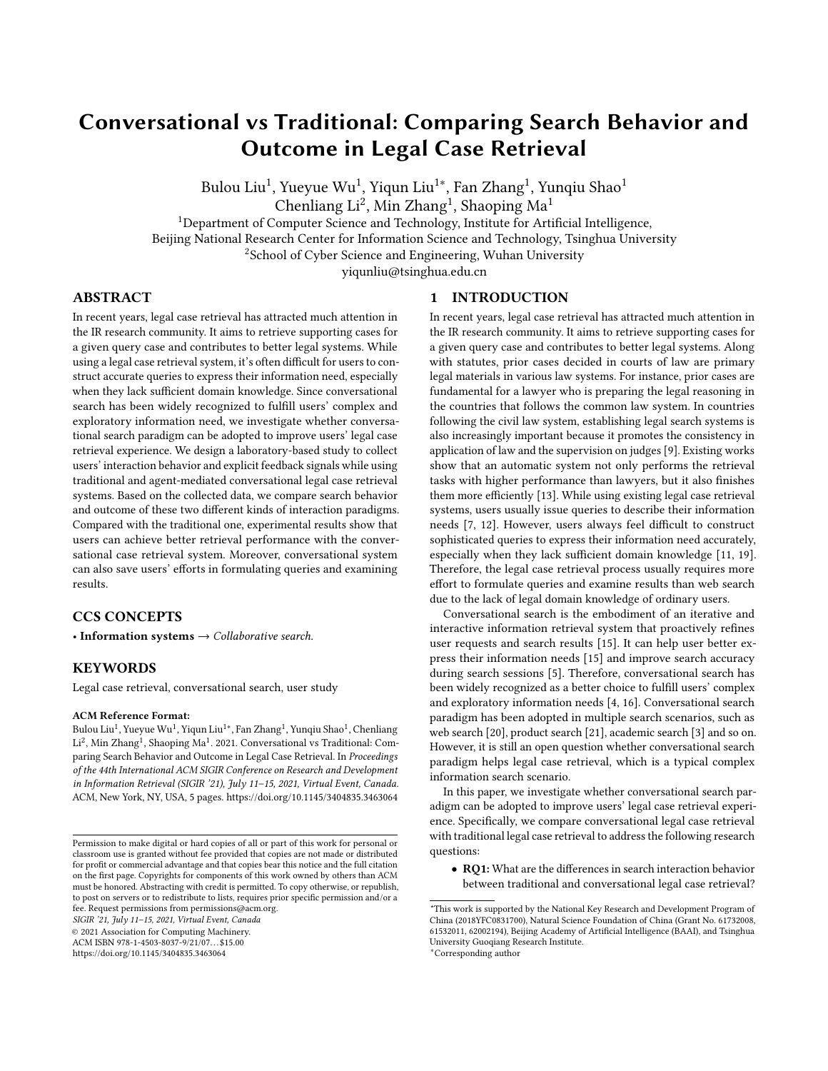# Conversational vs Traditional: Comparing Search Behavior and Outcome in Legal Case Retrieval

Bulou Liu[1], Yueyue Wu[1], Yiqun Liu[1*], Fan Zhang[1], Yunqiu Shao[1]
Chenliang Li[2], Min Zhang[1], Shaoping Ma[1]

[1]Department of Computer Science and Technology, Institute for Artificial Intelligence,
Beijing National Research Center for Information Science and Technology, Tsinghua University
[2]School of Cyber Science and Engineering, Wuhan University
yiqunliu@tsinghua.edu.cn

## ABSTRACT

In recent years, legal case retrieval has attracted much attention in the IR research community. It aims to retrieve supporting cases for a given query case and contributes to better legal systems. While using a legal case retrieval system, it's often difficult for users to construct accurate queries to express their information need, especially when they lack sufficient domain knowledge. Since conversational search has been widely recognized to fulfill users' complex and exploratory information need, we investigate whether conversational search paradigm can be adopted to improve users' legal case retrieval experience. We design a laboratory-based study to collect users' interaction behavior and explicit feedback signals while using traditional and agent-mediated conversational legal case retrieval systems. Based on the collected data, we compare search behavior and outcome of these two different kinds of interaction paradigms. Compared with the traditional one, experimental results show that users can achieve better retrieval performance with the conversational case retrieval system. Moreover, conversational system can also save users' efforts in formulating queries and examining results.

## CCS CONCEPTS

• **Information systems** → *Collaborative search.*

## KEYWORDS

Legal case retrieval, conversational search, user study

**ACM Reference Format:**
Bulou Liu[1], Yueyue Wu[1], Yiqun Liu[1*], Fan Zhang[1], Yunqiu Shao[1], Chenliang Li[2], Min Zhang[1], Shaoping Ma[1]. 2021. Conversational vs Traditional: Comparing Search Behavior and Outcome in Legal Case Retrieval. In *Proceedings of the 44th International ACM SIGIR Conference on Research and Development in Information Retrieval (SIGIR '21), July 11–15, 2021, Virtual Event, Canada.* ACM, New York, NY, USA, 5 pages. https://doi.org/10.1145/3404835.3463064

Permission to make digital or hard copies of all or part of this work for personal or classroom use is granted without fee provided that copies are not made or distributed for profit or commercial advantage and that copies bear this notice and the full citation on the first page. Copyrights for components of this work owned by others than ACM must be honored. Abstracting with credit is permitted. To copy otherwise, or republish, to post on servers or to redistribute to lists, requires prior specific permission and/or a fee. Request permissions from permissions@acm.org.
*SIGIR '21, July 11–15, 2021, Virtual Event, Canada*
© 2021 Association for Computing Machinery.
ACM ISBN 978-1-4503-8037-9/21/07…$15.00
https://doi.org/10.1145/3404835.3463064

## 1 INTRODUCTION

In recent years, legal case retrieval has attracted much attention in the IR research community. It aims to retrieve supporting cases for a given query case and contributes to better legal systems. Along with statutes, prior cases decided in courts of law are primary legal materials in various law systems. For instance, prior cases are fundamental for a lawyer who is preparing the legal reasoning in the countries that follows the common law system. In countries following the civil law system, establishing legal search systems is also increasingly important because it promotes the consistency in application of law and the supervision on judges [9]. Existing works show that an automatic system not only performs the retrieval tasks with higher performance than lawyers, but it also finishes them more efficiently [13]. While using existing legal case retrieval systems, users usually issue queries to describe their information needs [7, 12]. However, users always feel difficult to construct sophisticated queries to express their information need accurately, especially when they lack sufficient domain knowledge [11, 19]. Therefore, the legal case retrieval process usually requires more effort to formulate queries and examine results than web search due to the lack of legal domain knowledge of ordinary users.

Conversational search is the embodiment of an iterative and interactive information retrieval system that proactively refines user requests and search results [15]. It can help user better express their information needs [15] and improve search accuracy during search sessions [5]. Therefore, conversational search has been widely recognized as a better choice to fulfill users' complex and exploratory information needs [4, 16]. Conversational search paradigm has been adopted in multiple search scenarios, such as web search [20], product search [21], academic search [3] and so on. However, it is still an open question whether conversational search paradigm helps legal case retrieval, which is a typical complex information search scenario.

In this paper, we investigate whether conversational search paradigm can be adopted to improve users' legal case retrieval experience. Specifically, we compare conversational legal case retrieval with traditional legal case retrieval to address the following research questions:

- **RQ1:** What are the differences in search interaction behavior between traditional and conversational legal case retrieval?

*This work is supported by the National Key Research and Development Program of China (2018YFC0831700), Natural Science Foundation of China (Grant No. 61732008, 61532011, 62002194), Beijing Academy of Artificial Intelligence (BAAI), and Tsinghua University Guoqiang Research Institute.
*Corresponding author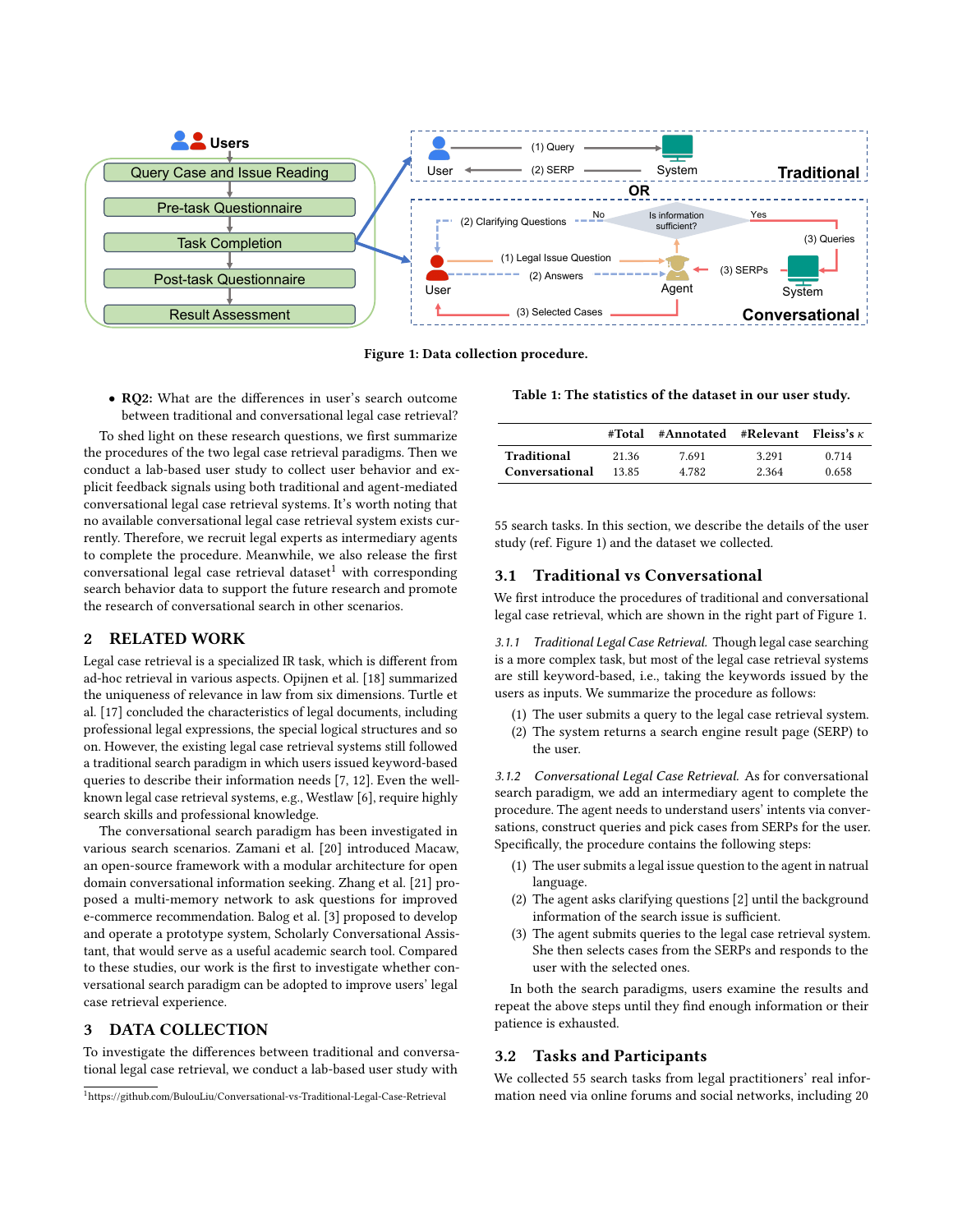Figure 1: Data collection procedure.

- **RQ2:** What are the differences in user's search outcome between traditional and conversational legal case retrieval?

To shed light on these research questions, we first summarize the procedures of the two legal case retrieval paradigms. Then we conduct a lab-based user study to collect user behavior and explicit feedback signals using both traditional and agent-mediated conversational legal case retrieval systems. It's worth noting that no available conversational legal case retrieval system exists currently. Therefore, we recruit legal experts as intermediary agents to complete the procedure. Meanwhile, we also release the first conversational legal case retrieval dataset[1] with corresponding search behavior data to support the future research and promote the research of conversational search in other scenarios.

## 2 RELATED WORK

Legal case retrieval is a specialized IR task, which is different from ad-hoc retrieval in various aspects. Opijnen et al. [18] summarized the uniqueness of relevance in law from six dimensions. Turtle et al. [17] concluded the characteristics of legal documents, including professional legal expressions, the special logical structures and so on. However, the existing legal case retrieval systems still followed a traditional search paradigm in which users issued keyword-based queries to describe their information needs [7, 12]. Even the well-known legal case retrieval systems, e.g., Westlaw [6], require highly search skills and professional knowledge.

The conversational search paradigm has been investigated in various search scenarios. Zamani et al. [20] introduced Macaw, an open-source framework with a modular architecture for open domain conversational information seeking. Zhang et al. [21] proposed a multi-memory network to ask questions for improved e-commerce recommendation. Balog et al. [3] proposed to develop and operate a prototype system, Scholarly Conversational Assistant, that would serve as a useful academic search tool. Compared to these studies, our work is the first to investigate whether conversational search paradigm can be adopted to improve users' legal case retrieval experience.

## 3 DATA COLLECTION

To investigate the differences between traditional and conversational legal case retrieval, we conduct a lab-based user study with 55 search tasks. In this section, we describe the details of the user study (ref. Figure 1) and the dataset we collected.

[1] https://github.com/BulouLiu/Conversational-vs-Traditional-Legal-Case-Retrieval

Table 1: The statistics of the dataset in our user study.

| | #Total | #Annotated | #Relevant | Fleiss's $\kappa$ |
|---|---|---|---|---|
| **Traditional** | 21.36 | 7.691 | 3.291 | 0.714 |
| **Conversational** | 13.85 | 4.782 | 2.364 | 0.658 |

### 3.1 Traditional vs Conversational

We first introduce the procedures of traditional and conversational legal case retrieval, which are shown in the right part of Figure 1.

*3.1.1 Traditional Legal Case Retrieval.* Though legal case searching is a more complex task, but most of the legal case retrieval systems are still keyword-based, i.e., taking the keywords issued by the users as inputs. We summarize the procedure as follows:

1. The user submits a query to the legal case retrieval system.
2. The system returns a search engine result page (SERP) to the user.

*3.1.2 Conversational Legal Case Retrieval.* As for conversational search paradigm, we add an intermediary agent to complete the procedure. The agent needs to understand users' intents via conversations, construct queries and pick cases from SERPs for the user. Specifically, the procedure contains the following steps:

1. The user submits a legal issue question to the agent in natrual language.
2. The agent asks clarifying questions [2] until the background information of the search issue is sufficient.
3. The agent submits queries to the legal case retrieval system. She then selects cases from the SERPs and responds to the user with the selected ones.

In both the search paradigms, users examine the results and repeat the above steps until they find enough information or their patience is exhausted.

### 3.2 Tasks and Participants

We collected 55 search tasks from legal practitioners' real information need via online forums and social networks, including 20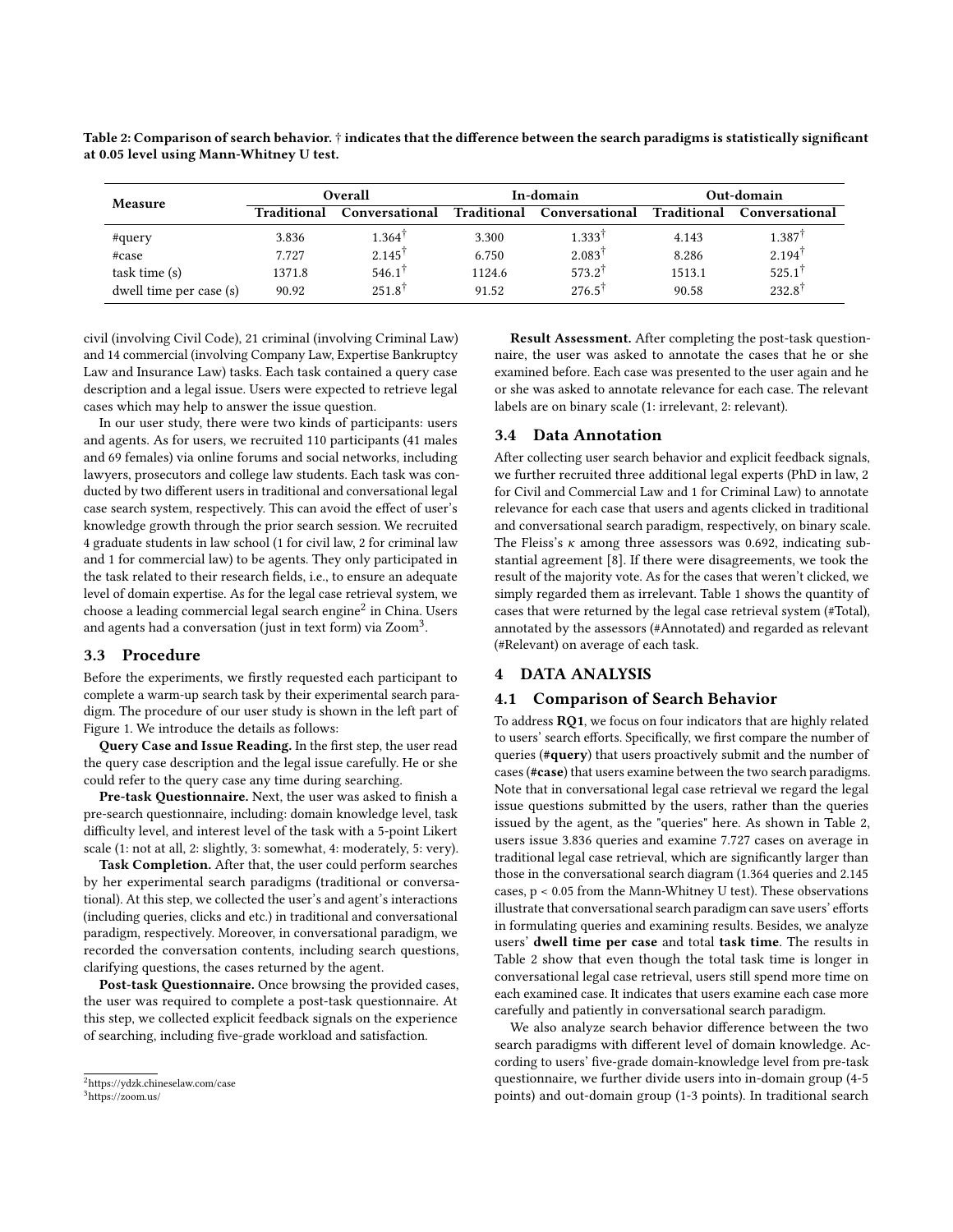Table 2: Comparison of search behavior. † indicates that the difference between the search paradigms is statistically significant at 0.05 level using Mann-Whitney U test.

| Measure | Overall | | In-domain | | Out-domain | |
|---|---|---|---|---|---|---|
| | Traditional | Conversational | Traditional | Conversational | Traditional | Conversational |
| #query | 3.836 | 1.364† | 3.300 | 1.333† | 4.143 | 1.387† |
| #case | 7.727 | 2.145† | 6.750 | 2.083† | 8.286 | 2.194† |
| task time (s) | 1371.8 | 546.1† | 1124.6 | 573.2† | 1513.1 | 525.1† |
| dwell time per case (s) | 90.92 | 251.8† | 91.52 | 276.5† | 90.58 | 232.8† |

civil (involving Civil Code), 21 criminal (involving Criminal Law) and 14 commercial (involving Company Law, Expertise Bankruptcy Law and Insurance Law) tasks. Each task contained a query case description and a legal issue. Users were expected to retrieve legal cases which may help to answer the issue question.

In our user study, there were two kinds of participants: users and agents. As for users, we recruited 110 participants (41 males and 69 females) via online forums and social networks, including lawyers, prosecutors and college law students. Each task was conducted by two different users in traditional and conversational legal case search system, respectively. This can avoid the effect of user's knowledge growth through the prior search session. We recruited 4 graduate students in law school (1 for civil law, 2 for criminal law and 1 for commercial law) to be agents. They only participated in the task related to their research fields, i.e., to ensure an adequate level of domain expertise. As for the legal case retrieval system, we choose a leading commercial legal search engine[2] in China. Users and agents had a conversation (just in text form) via Zoom[3].

### 3.3 Procedure

Before the experiments, we firstly requested each participant to complete a warm-up search task by their experimental search paradigm. The procedure of our user study is shown in the left part of Figure 1. We introduce the details as follows:

**Query Case and Issue Reading.** In the first step, the user read the query case description and the legal issue carefully. He or she could refer to the query case any time during searching.

**Pre-task Questionnaire.** Next, the user was asked to finish a pre-search questionnaire, including: domain knowledge level, task difficulty level, and interest level of the task with a 5-point Likert scale (1: not at all, 2: slightly, 3: somewhat, 4: moderately, 5: very).

**Task Completion.** After that, the user could perform searches by her experimental search paradigms (traditional or conversational). At this step, we collected the user's and agent's interactions (including queries, clicks and etc.) in traditional and conversational paradigm, respectively. Moreover, in conversational paradigm, we recorded the conversation contents, including search questions, clarifying questions, the cases returned by the agent.

**Post-task Questionnaire.** Once browsing the provided cases, the user was required to complete a post-task questionnaire. At this step, we collected explicit feedback signals on the experience of searching, including five-grade workload and satisfaction.

**Result Assessment.** After completing the post-task questionnaire, the user was asked to annotate the cases that he or she examined before. Each case was presented to the user again and he or she was asked to annotate relevance for each case. The relevant labels are on binary scale (1: irrelevant, 2: relevant).

### 3.4 Data Annotation

After collecting user search behavior and explicit feedback signals, we further recruited three additional legal experts (PhD in law, 2 for Civil and Commercial Law and 1 for Criminal Law) to annotate relevance for each case that users and agents clicked in traditional and conversational search paradigm, respectively, on binary scale. The Fleiss's $\kappa$ among three assessors was 0.692, indicating substantial agreement [8]. If there were disagreements, we took the result of the majority vote. As for the cases that weren't clicked, we simply regarded them as irrelevant. Table 1 shows the quantity of cases that were returned by the legal case retrieval system (#Total), annotated by the assessors (#Annotated) and regarded as relevant (#Relevant) on average of each task.

## 4 DATA ANALYSIS

### 4.1 Comparison of Search Behavior

To address **RQ1**, we focus on four indicators that are highly related to users' search efforts. Specifically, we first compare the number of queries (**#query**) that users proactively submit and the number of cases (**#case**) that users examine between the two search paradigms. Note that in conversational legal case retrieval we regard the legal issue questions submitted by the users, rather than the queries issued by the agent, as the "queries" here. As shown in Table 2, users issue 3.836 queries and examine 7.727 cases on average in traditional legal case retrieval, which are significantly larger than those in the conversational search diagram (1.364 queries and 2.145 cases, $p < 0.05$ from the Mann-Whitney U test). These observations illustrate that conversational search paradigm can save users' efforts in formulating queries and examining results. Besides, we analyze users' **dwell time per case** and total **task time**. The results in Table 2 show that even though the total task time is longer in conversational legal case retrieval, users still spend more time on each examined case. It indicates that users examine each case more carefully and patiently in conversational search paradigm.

We also analyze search behavior difference between the two search paradigms with different level of domain knowledge. According to users' five-grade domain-knowledge level from pre-task questionnaire, we further divide users into in-domain group (4-5 points) and out-domain group (1-3 points). In traditional search

[2] https://ydzk.chineselaw.com/case

[3] https://zoom.us/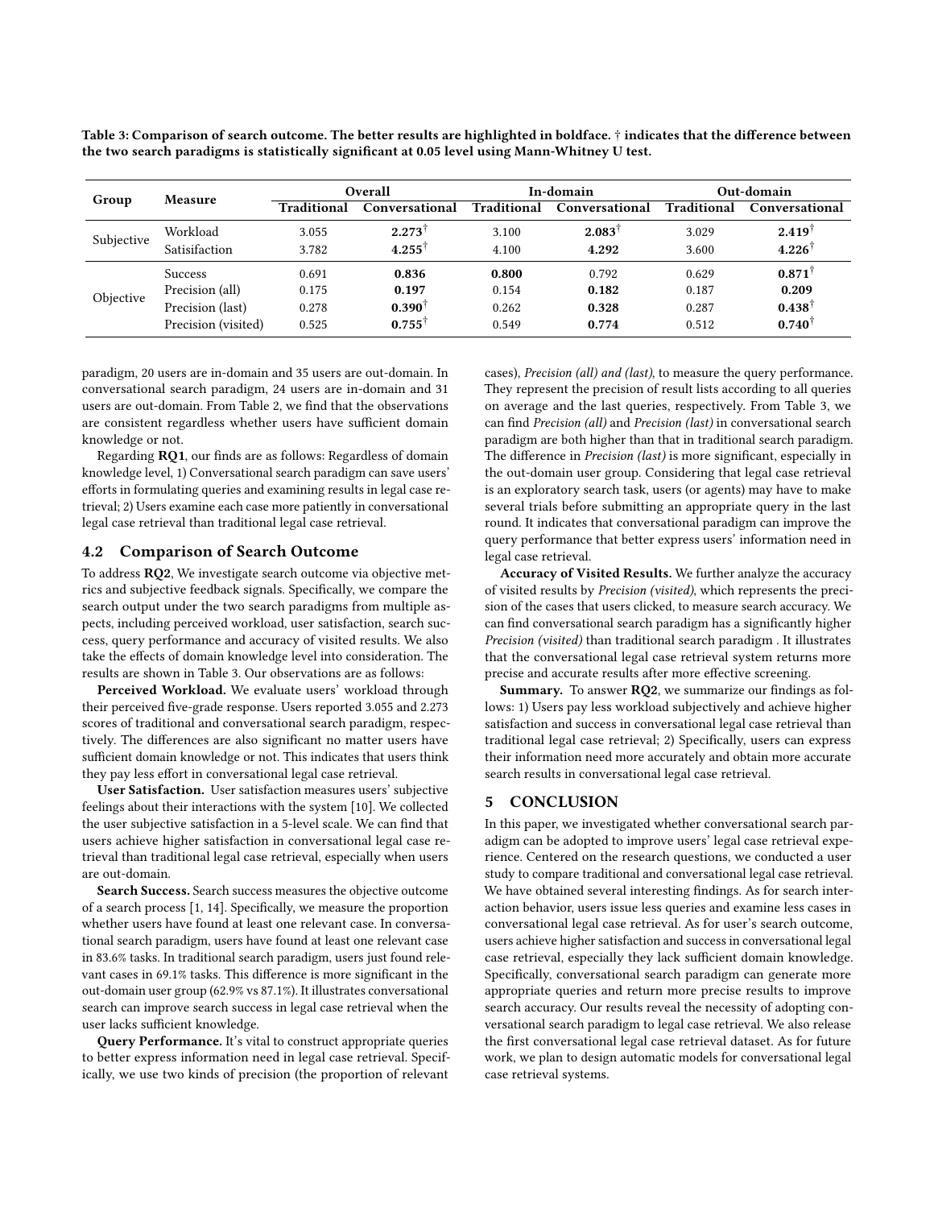Table 3: Comparison of search outcome. The better results are highlighted in boldface. † indicates that the difference between the two search paradigms is statistically significant at 0.05 level using Mann-Whitney U test.

| Group | Measure | Overall | | In-domain | | Out-domain | |
|---|---|---|---|---|---|---|---|
| | | Traditional | Conversational | Traditional | Conversational | Traditional | Conversational |
| Subjective | Workload | 3.055 | **2.273**† | 3.100 | **2.083**† | 3.029 | **2.419**† |
| | Satisifaction | 3.782 | **4.255**† | 4.100 | **4.292** | 3.600 | **4.226**† |
| Objective | Success | 0.691 | **0.836** | **0.800** | 0.792 | 0.629 | **0.871**† |
| | Precision (all) | 0.175 | **0.197** | 0.154 | **0.182** | 0.187 | **0.209** |
| | Precision (last) | 0.278 | **0.390**† | 0.262 | **0.328** | 0.287 | **0.438**† |
| | Precision (visited) | 0.525 | **0.755**† | 0.549 | **0.774** | 0.512 | **0.740**† |

paradigm, 20 users are in-domain and 35 users are out-domain. In conversational search paradigm, 24 users are in-domain and 31 users are out-domain. From Table 2, we find that the observations are consistent regardless whether users have sufficient domain knowledge or not.

Regarding **RQ1**, our finds are as follows: Regardless of domain knowledge level, 1) Conversational search paradigm can save users' efforts in formulating queries and examining results in legal case retrieval; 2) Users examine each case more patiently in conversational legal case retrieval than traditional legal case retrieval.

## 4.2 Comparison of Search Outcome

To address **RQ2**, We investigate search outcome via objective metrics and subjective feedback signals. Specifically, we compare the search output under the two search paradigms from multiple aspects, including perceived workload, user satisfaction, search success, query performance and accuracy of visited results. We also take the effects of domain knowledge level into consideration. The results are shown in Table 3. Our observations are as follows:

**Perceived Workload.** We evaluate users' workload through their perceived five-grade response. Users reported 3.055 and 2.273 scores of traditional and conversational search paradigm, respectively. The differences are also significant no matter users have sufficient domain knowledge or not. This indicates that users think they pay less effort in conversational legal case retrieval.

**User Satisfaction.** User satisfaction measures users' subjective feelings about their interactions with the system [10]. We collected the user subjective satisfaction in a 5-level scale. We can find that users achieve higher satisfaction in conversational legal case retrieval than traditional legal case retrieval, especially when users are out-domain.

**Search Success.** Search success measures the objective outcome of a search process [1, 14]. Specifically, we measure the proportion whether users have found at least one relevant case. In conversational search paradigm, users have found at least one relevant case in 83.6% tasks. In traditional search paradigm, users just found relevant cases in 69.1% tasks. This difference is more significant in the out-domain user group (62.9% vs 87.1%). It illustrates conversational search can improve search success in legal case retrieval when the user lacks sufficient knowledge.

**Query Performance.** It's vital to construct appropriate queries to better express information need in legal case retrieval. Specifically, we use two kinds of precision (the proportion of relevant cases), *Precision (all) and (last)*, to measure the query performance. They represent the precision of result lists according to all queries on average and the last queries, respectively. From Table 3, we can find *Precision (all)* and *Precision (last)* in conversational search paradigm are both higher than that in traditional search paradigm. The difference in *Precision (last)* is more significant, especially in the out-domain user group. Considering that legal case retrieval is an exploratory search task, users (or agents) may have to make several trials before submitting an appropriate query in the last round. It indicates that conversational paradigm can improve the query performance that better express users' information need in legal case retrieval.

**Accuracy of Visited Results.** We further analyze the accuracy of visited results by *Precision (visited)*, which represents the precision of the cases that users clicked, to measure search accuracy. We can find conversational search paradigm has a significantly higher *Precision (visited)* than traditional search paradigm . It illustrates that the conversational legal case retrieval system returns more precise and accurate results after more effective screening.

**Summary.** To answer **RQ2**, we summarize our findings as follows: 1) Users pay less workload subjectively and achieve higher satisfaction and success in conversational legal case retrieval than traditional legal case retrieval; 2) Specifically, users can express their information need more accurately and obtain more accurate search results in conversational legal case retrieval.

# 5 CONCLUSION

In this paper, we investigated whether conversational search paradigm can be adopted to improve users' legal case retrieval experience. Centered on the research questions, we conducted a user study to compare traditional and conversational legal case retrieval. We have obtained several interesting findings. As for search interaction behavior, users issue less queries and examine less cases in conversational legal case retrieval. As for user's search outcome, users achieve higher satisfaction and success in conversational legal case retrieval, especially they lack sufficient domain knowledge. Specifically, conversational search paradigm can generate more appropriate queries and return more precise results to improve search accuracy. Our results reveal the necessity of adopting conversational search paradigm to legal case retrieval. We also release the first conversational legal case retrieval dataset. As for future work, we plan to design automatic models for conversational legal case retrieval systems.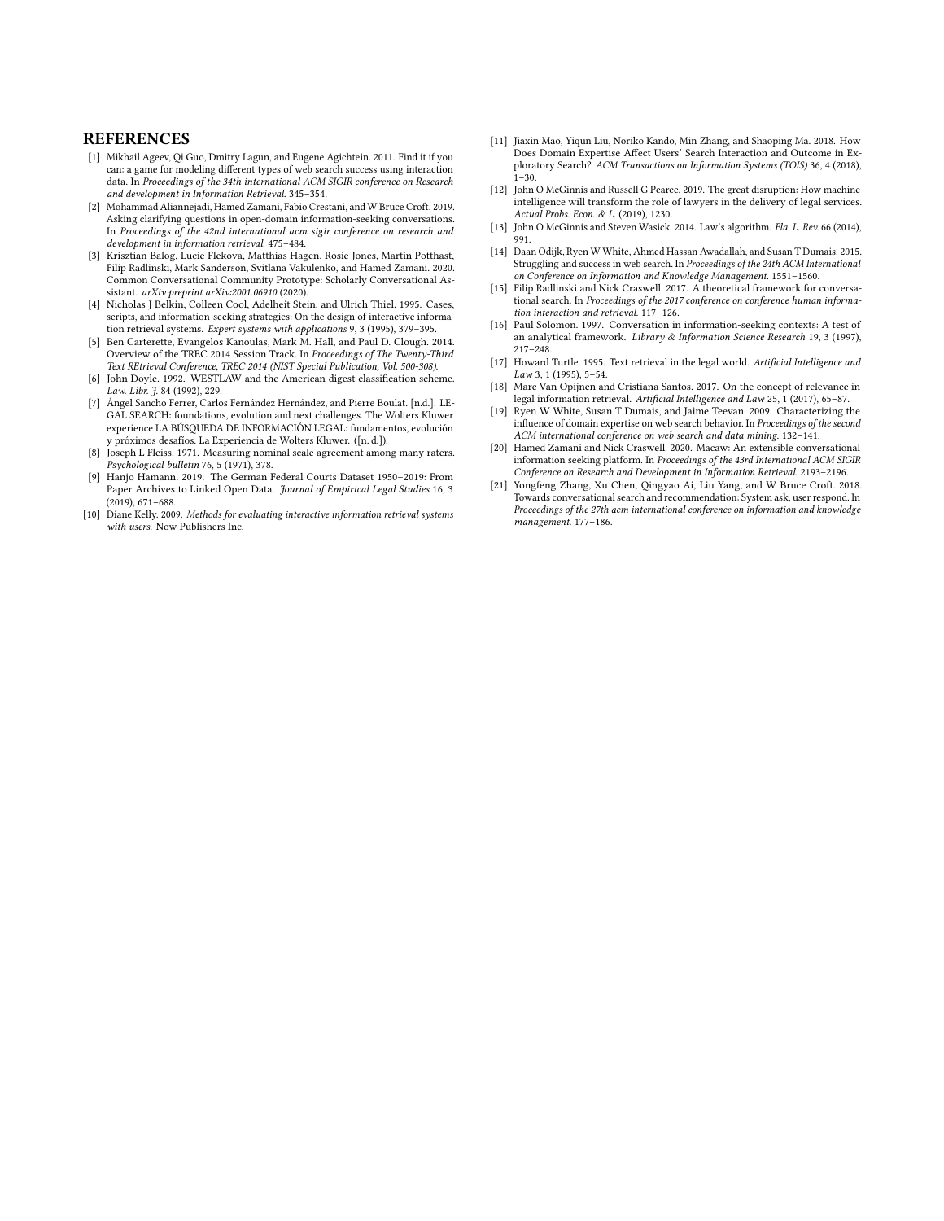## REFERENCES

[1] Mikhail Ageev, Qi Guo, Dmitry Lagun, and Eugene Agichtein. 2011. Find it if you can: a game for modeling different types of web search success using interaction data. In *Proceedings of the 34th international ACM SIGIR conference on Research and development in Information Retrieval*. 345–354.

[2] Mohammad Aliannejadi, Hamed Zamani, Fabio Crestani, and W Bruce Croft. 2019. Asking clarifying questions in open-domain information-seeking conversations. In *Proceedings of the 42nd international acm sigir conference on research and development in information retrieval*. 475–484.

[3] Krisztian Balog, Lucie Flekova, Matthias Hagen, Rosie Jones, Martin Potthast, Filip Radlinski, Mark Sanderson, Svitlana Vakulenko, and Hamed Zamani. 2020. Common Conversational Community Prototype: Scholarly Conversational Assistant. *arXiv preprint arXiv:2001.06910* (2020).

[4] Nicholas J Belkin, Colleen Cool, Adelheit Stein, and Ulrich Thiel. 1995. Cases, scripts, and information-seeking strategies: On the design of interactive information retrieval systems. *Expert systems with applications* 9, 3 (1995), 379–395.

[5] Ben Carterette, Evangelos Kanoulas, Mark M. Hall, and Paul D. Clough. 2014. Overview of the TREC 2014 Session Track. In *Proceedings of The Twenty-Third Text REtrieval Conference, TREC 2014 (NIST Special Publication, Vol. 500-308)*.

[6] John Doyle. 1992. WESTLAW and the American digest classification scheme. *Law. Libr. J.* 84 (1992), 229.

[7] Ángel Sancho Ferrer, Carlos Fernández Hernández, and Pierre Boulat. [n.d.]. LEGAL SEARCH: foundations, evolution and next challenges. The Wolters Kluwer experience LA BÚSQUEDA DE INFORMACIÓN LEGAL: fundamentos, evolución y próximos desafíos. La Experiencia de Wolters Kluwer. ([n. d.]).

[8] Joseph L Fleiss. 1971. Measuring nominal scale agreement among many raters. *Psychological bulletin* 76, 5 (1971), 378.

[9] Hanjo Hamann. 2019. The German Federal Courts Dataset 1950–2019: From Paper Archives to Linked Open Data. *Journal of Empirical Legal Studies* 16, 3 (2019), 671–688.

[10] Diane Kelly. 2009. *Methods for evaluating interactive information retrieval systems with users*. Now Publishers Inc.

[11] Jiaxin Mao, Yiqun Liu, Noriko Kando, Min Zhang, and Shaoping Ma. 2018. How Does Domain Expertise Affect Users' Search Interaction and Outcome in Exploratory Search? *ACM Transactions on Information Systems (TOIS)* 36, 4 (2018), 1–30.

[12] John O McGinnis and Russell G Pearce. 2019. The great disruption: How machine intelligence will transform the role of lawyers in the delivery of legal services. *Actual Probs. Econ. & L.* (2019), 1230.

[13] John O McGinnis and Steven Wasick. 2014. Law's algorithm. *Fla. L. Rev.* 66 (2014), 991.

[14] Daan Odijk, Ryen W White, Ahmed Hassan Awadallah, and Susan T Dumais. 2015. Struggling and success in web search. In *Proceedings of the 24th ACM International on Conference on Information and Knowledge Management*. 1551–1560.

[15] Filip Radlinski and Nick Craswell. 2017. A theoretical framework for conversational search. In *Proceedings of the 2017 conference on conference human information interaction and retrieval*. 117–126.

[16] Paul Solomon. 1997. Conversation in information-seeking contexts: A test of an analytical framework. *Library & Information Science Research* 19, 3 (1997), 217–248.

[17] Howard Turtle. 1995. Text retrieval in the legal world. *Artificial Intelligence and Law* 3, 1 (1995), 5–54.

[18] Marc Van Opijnen and Cristiana Santos. 2017. On the concept of relevance in legal information retrieval. *Artificial Intelligence and Law* 25, 1 (2017), 65–87.

[19] Ryen W White, Susan T Dumais, and Jaime Teevan. 2009. Characterizing the influence of domain expertise on web search behavior. In *Proceedings of the second ACM international conference on web search and data mining*. 132–141.

[20] Hamed Zamani and Nick Craswell. 2020. Macaw: An extensible conversational information seeking platform. In *Proceedings of the 43rd International ACM SIGIR Conference on Research and Development in Information Retrieval*. 2193–2196.

[21] Yongfeng Zhang, Xu Chen, Qingyao Ai, Liu Yang, and W Bruce Croft. 2018. Towards conversational search and recommendation: System ask, user respond. In *Proceedings of the 27th acm international conference on information and knowledge management*. 177–186.